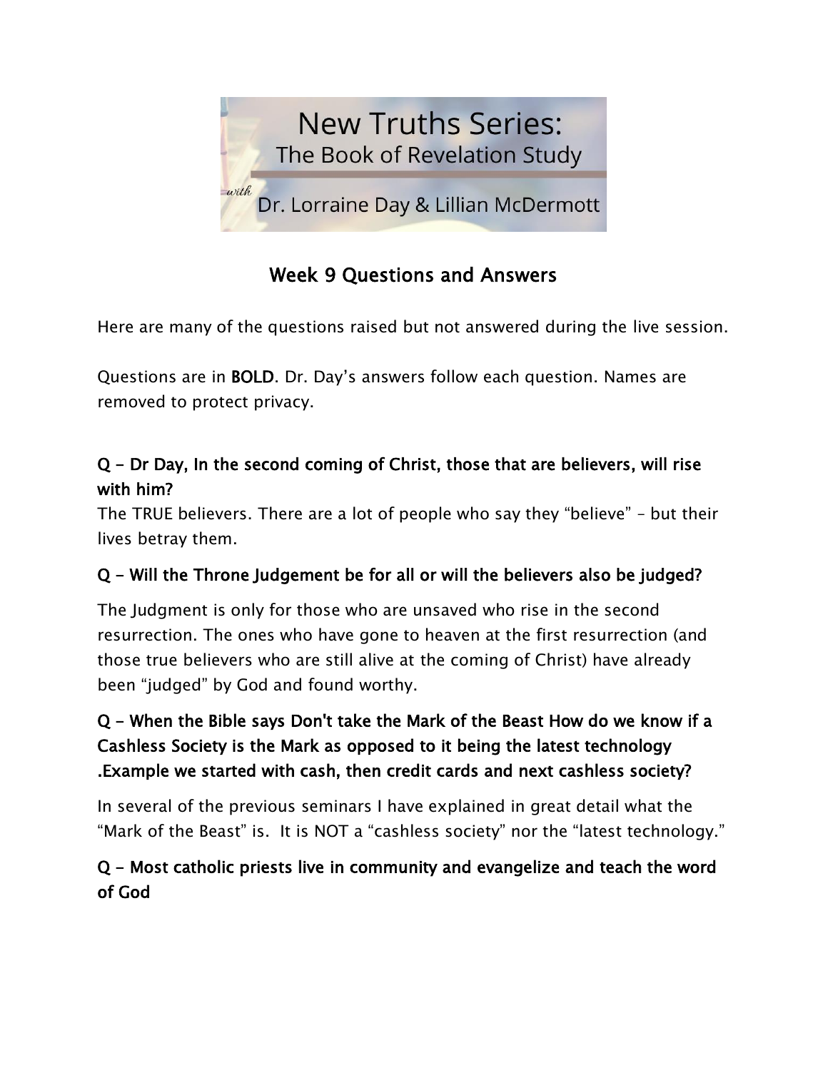# New Truths Series: The Book of Revelation Study

*with* Dr. Lorraine Day & Lillian McDermott

## Week 9 Questions and Answers

Here are many of the questions raised but not answered during the live session.

Questions are in **BOLD**. Dr. Day's answers follow each question. Names are removed to protect privacy.

**Q – Dr Day, In the second coming of Christ, those that are believers, will rise with him?**

The TRUE believers. There are a lot of people who say they "believe" – but their lives betray them.

**Q – Will the Throne Judgement be for all or will the believers also be judged?**

The Judgment is only for those who are unsaved who rise in the second resurrection. The ones who have gone to heaven at the first resurrection (and those true believers who are still alive at the coming of Christ) have already been "judged" by God and found worthy.

**Q – When the Bible says Don't take the Mark of the Beast How do we know if a Cashless Society is the Mark as opposed to it being the latest technology .Example we started with cash, then credit cards and next cashless society?**

In several of the previous seminars I have explained in great detail what the "Mark of the Beast" is. It is NOT a "cashless society" nor the "latest technology."

**Q – Most catholic priests live in community and evangelize and teach the word of God**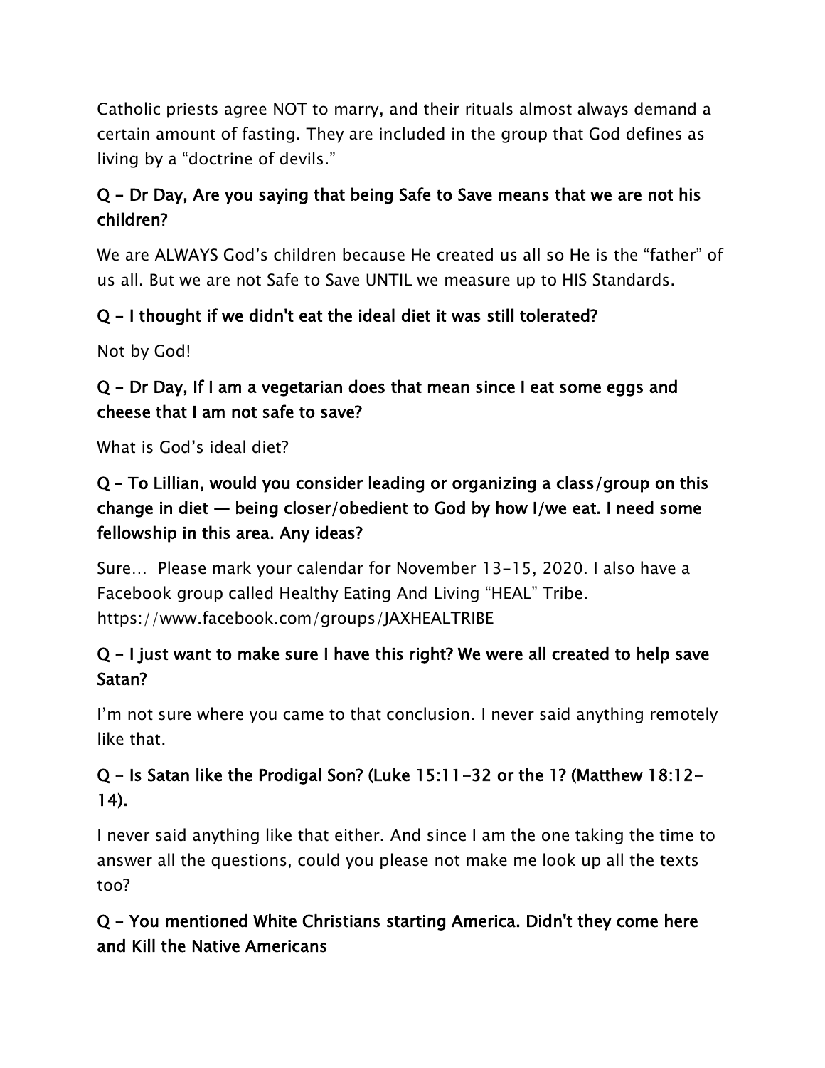Catholic priests agree NOT to marry, and their rituals almost always demand a certain amount of fasting. They are included in the group that God defines as living by a "doctrine of devils."

**Q – Dr Day, Are you saying that being Safe to Save means that we are not his children?**

We are ALWAYS God's children because He created us all so He is the "father" of us all. But we are not Safe to Save UNTIL we measure up to HIS Standards.

**Q – I thought if we didn't eat the ideal diet it was still tolerated?**

Not by God!

**Q – Dr Day, If I am a vegetarian does that mean since I eat some eggs and cheese that I am not safe to save?**

What is God's ideal diet?

**Q – To Lillian, would you consider leading or organizing a class/group on this change in diet — being closer/obedient to God by how I/we eat. I need some fellowship in this area. Any ideas?**

Sure… Please mark your calendar for November 13-15, 2020. I also have a Facebook group called Healthy Eating And Living "HEAL" Tribe. https://www.facebook.com/groups/JAXHEALTRIBE

**Q – I just want to make sure I have this right? We were all created to help save Satan?**

I'm not sure where you came to that conclusion. I never said anything remotely like that.

**Q – Is Satan like the Prodigal Son? (Luke 15:11-32 or the 1? (Matthew 18:12-14).**

I never said anything like that either. And since I am the one taking the time to answer all the questions, could you please not make me look up all the texts too?

**Q – You mentioned White Christians starting America. Didn't they come here and Kill the Native Americans**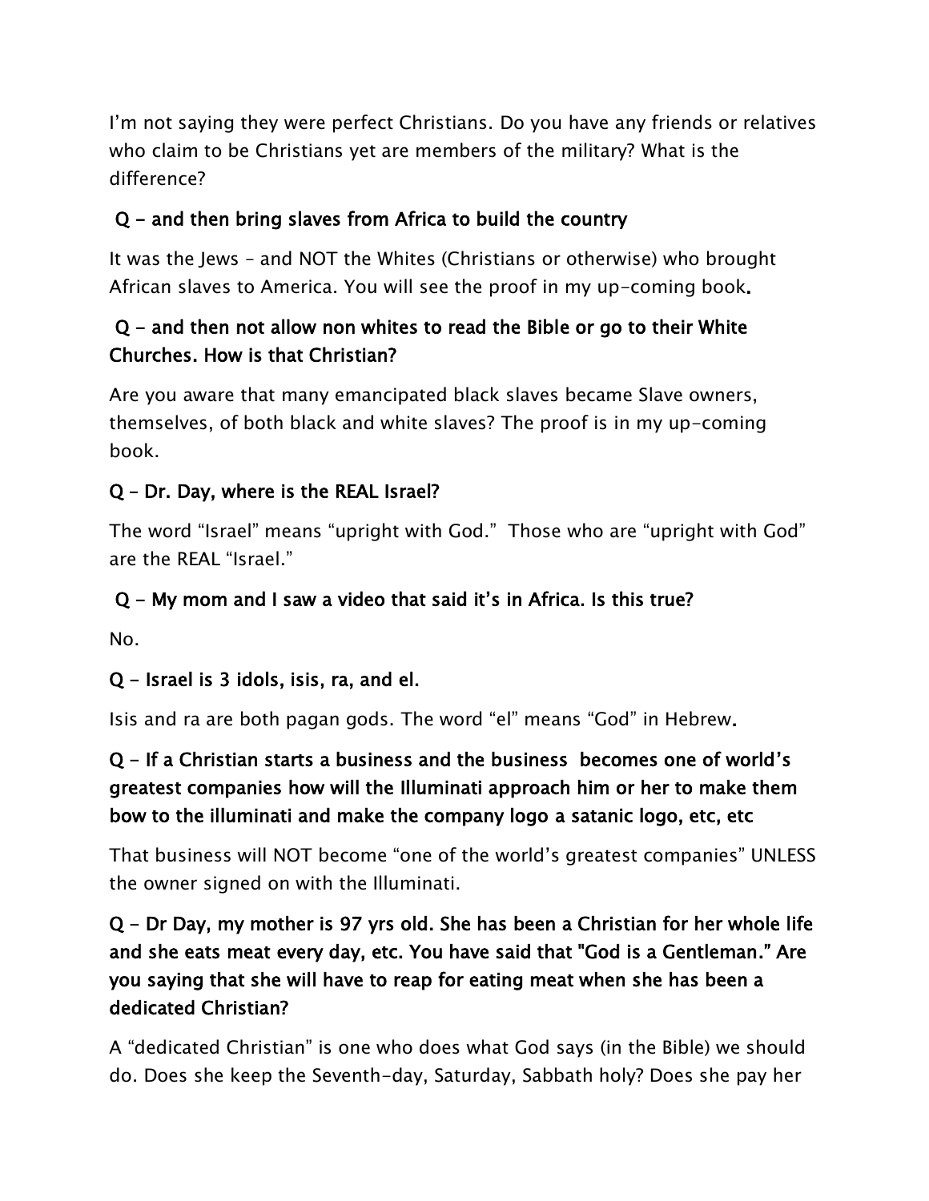I'm not saying they were perfect Christians. Do you have any friends or relatives who claim to be Christians yet are members of the military? What is the difference?

**Q – and then bring slaves from Africa to build the country**

It was the Jews – and NOT the Whites (Christians or otherwise) who brought African slaves to America. You will see the proof in my up-coming book.

**Q – and then not allow non whites to read the Bible or go to their White Churches. How is that Christian?**

Are you aware that many emancipated black slaves became Slave owners, themselves, of both black and white slaves? The proof is in my up-coming book.

**Q – Dr. Day, where is the REAL Israel?**

The word "Israel" means "upright with God." Those who are "upright with God" are the REAL "Israel."

**Q – My mom and I saw a video that said it's in Africa. Is this true?**

No.

**Q – Israel is 3 idols, isis, ra, and el.**

Isis and ra are both pagan gods. The word "el" means "God" in Hebrew.

**Q – If a Christian starts a business and the business becomes one of world's greatest companies how will the Illuminati approach him or her to make them bow to the illuminati and make the company logo a satanic logo, etc, etc**

That business will NOT become "one of the world's greatest companies" UNLESS the owner signed on with the Illuminati.

**Q – Dr Day, my mother is 97 yrs old. She has been a Christian for her whole life and she eats meat every day, etc. You have said that "God is a Gentleman." Are you saying that she will have to reap for eating meat when she has been a dedicated Christian?**

A "dedicated Christian" is one who does what God says (in the Bible) we should do. Does she keep the Seventh-day, Saturday, Sabbath holy? Does she pay her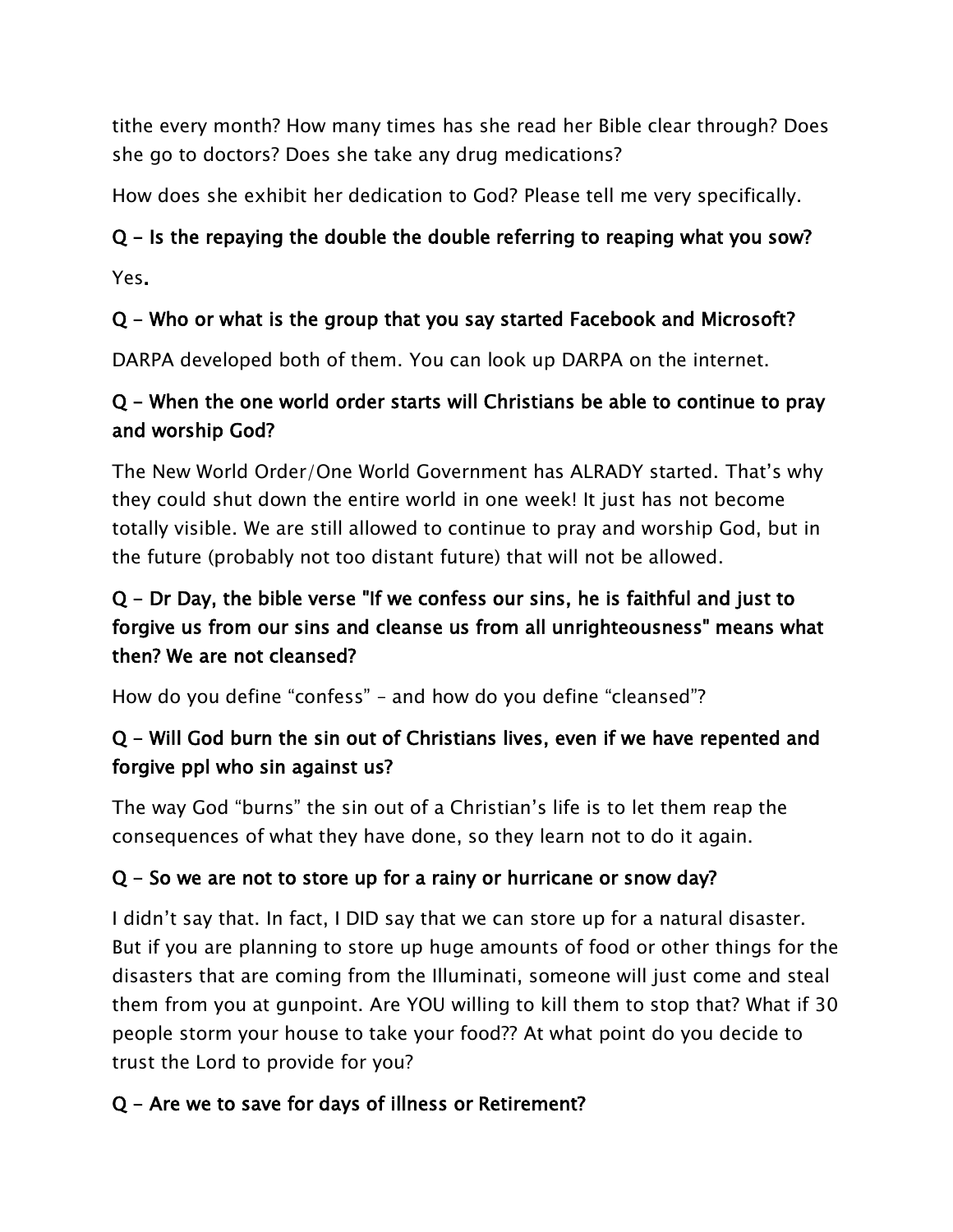tithe every month? How many times has she read her Bible clear through? Does she go to doctors? Does she take any drug medications?

How does she exhibit her dedication to God? Please tell me very specifically.

**Q – Is the repaying the double the double referring to reaping what you sow?**

Yes.

**Q – Who or what is the group that you say started Facebook and Microsoft?**

DARPA developed both of them. You can look up DARPA on the internet.

**Q – When the one world order starts will Christians be able to continue to pray and worship God?**

The New World Order/One World Government has ALRADY started. That's why they could shut down the entire world in one week! It just has not become totally visible. We are still allowed to continue to pray and worship God, but in the future (probably not too distant future) that will not be allowed.

**Q – Dr Day, the bible verse "If we confess our sins, he is faithful and just to forgive us from our sins and cleanse us from all unrighteousness" means what then? We are not cleansed?**

How do you define "confess" – and how do you define "cleansed"?

**Q – Will God burn the sin out of Christians lives, even if we have repented and forgive ppl who sin against us?**

The way God "burns" the sin out of a Christian's life is to let them reap the consequences of what they have done, so they learn not to do it again.

**Q – So we are not to store up for a rainy or hurricane or snow day?**

I didn't say that. In fact, I DID say that we can store up for a natural disaster. But if you are planning to store up huge amounts of food or other things for the disasters that are coming from the Illuminati, someone will just come and steal them from you at gunpoint. Are YOU willing to kill them to stop that? What if 30 people storm your house to take your food?? At what point do you decide to trust the Lord to provide for you?

**Q – Are we to save for days of illness or Retirement?**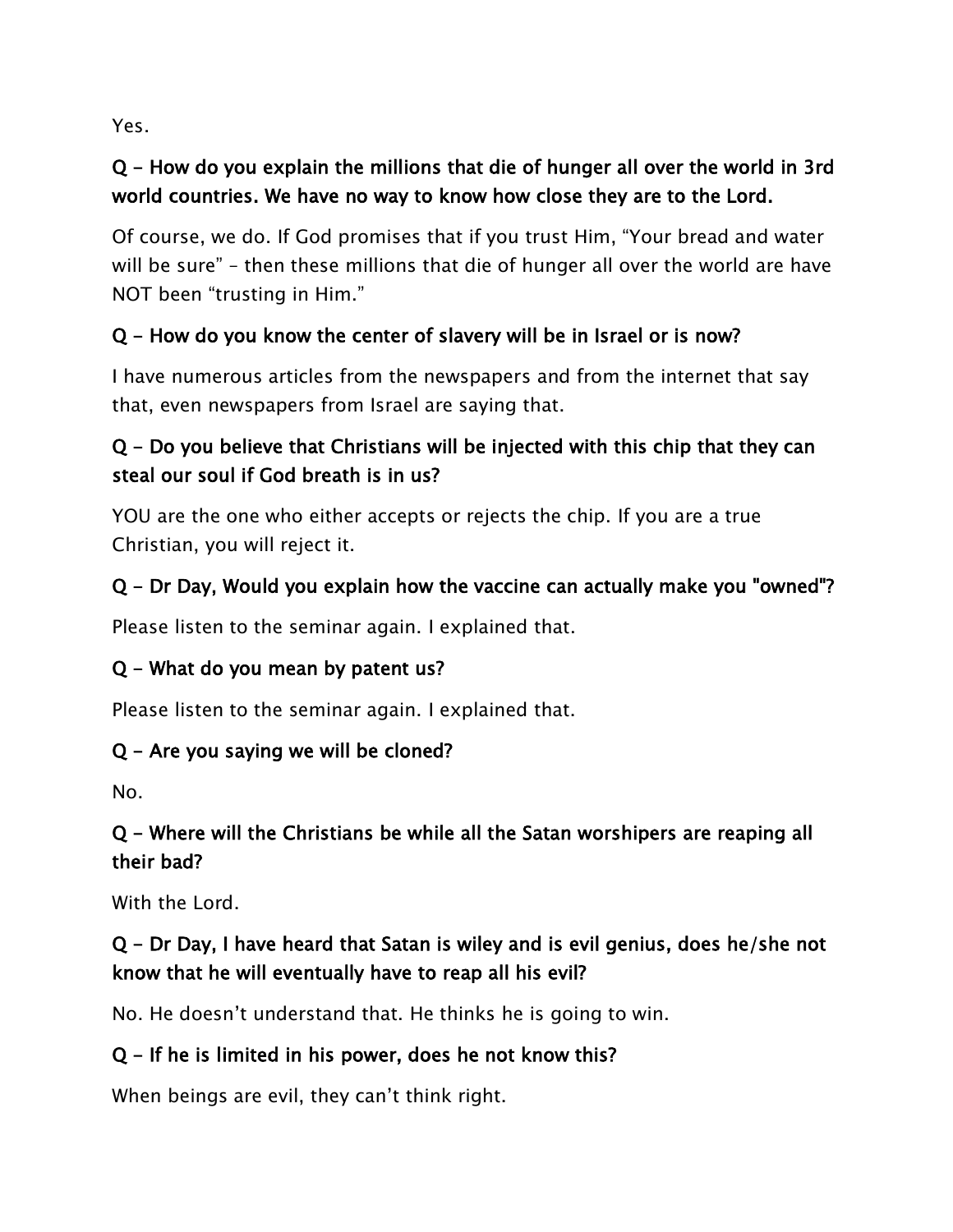Yes.

**Q – How do you explain the millions that die of hunger all over the world in 3rd world countries. We have no way to know how close they are to the Lord.**

Of course, we do. If God promises that if you trust Him, “Your bread and water will be sure” – then these millions that die of hunger all over the world are have NOT been “trusting in Him.”

**Q – How do you know the center of slavery will be in Israel or is now?**

I have numerous articles from the newspapers and from the internet that say that, even newspapers from Israel are saying that.

**Q – Do you believe that Christians will be injected with this chip that they can steal our soul if God breath is in us?**

YOU are the one who either accepts or rejects the chip. If you are a true Christian, you will reject it.

**Q – Dr Day, Would you explain how the vaccine can actually make you "owned"?**

Please listen to the seminar again. I explained that.

**Q – What do you mean by patent us?**

Please listen to the seminar again. I explained that.

**Q – Are you saying we will be cloned?**

No.

**Q – Where will the Christians be while all the Satan worshipers are reaping all their bad?**

With the Lord.

**Q – Dr Day, I have heard that Satan is wiley and is evil genius, does he/she not know that he will eventually have to reap all his evil?**

No. He doesn’t understand that. He thinks he is going to win.

**Q – If he is limited in his power, does he not know this?**

When beings are evil, they can’t think right.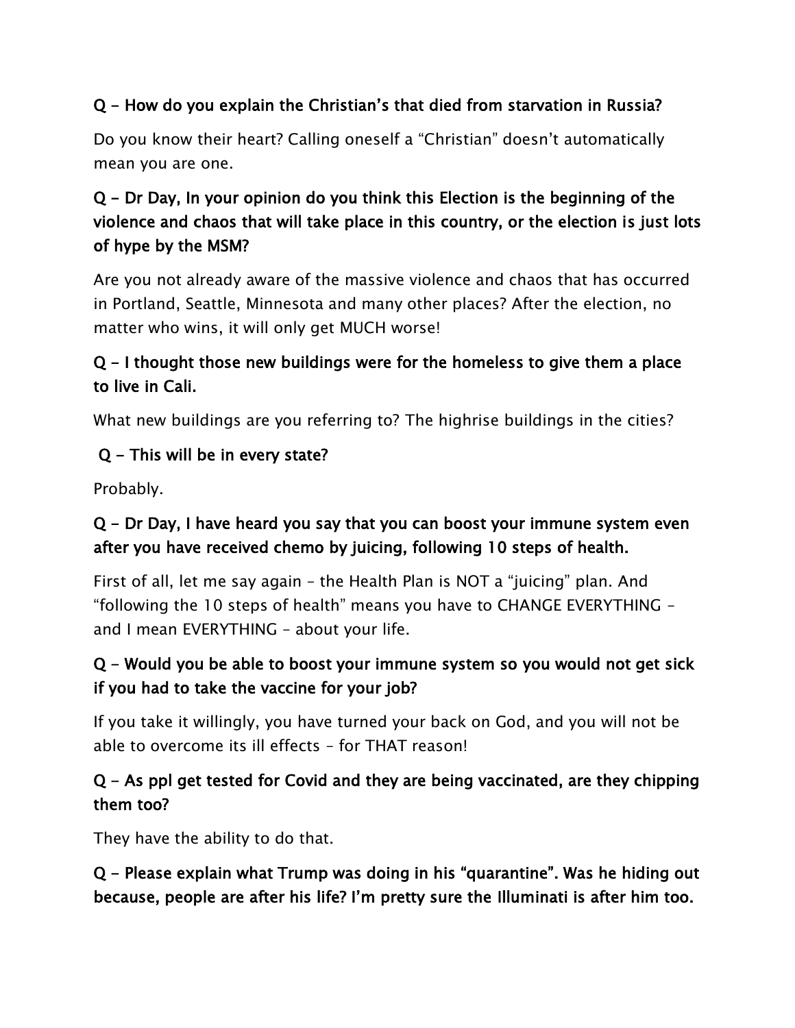**Q - How do you explain the Christian's that died from starvation in Russia?**

Do you know their heart? Calling oneself a "Christian" doesn't automatically mean you are one.

**Q - Dr Day, In your opinion do you think this Election is the beginning of the violence and chaos that will take place in this country, or the election is just lots of hype by the MSM?**

Are you not already aware of the massive violence and chaos that has occurred in Portland, Seattle, Minnesota and many other places? After the election, no matter who wins, it will only get MUCH worse!

**Q - I thought those new buildings were for the homeless to give them a place to live in Cali.**

What new buildings are you referring to? The highrise buildings in the cities?

**Q - This will be in every state?**

Probably.

**Q - Dr Day, I have heard you say that you can boost your immune system even after you have received chemo by juicing, following 10 steps of health.**

First of all, let me say again – the Health Plan is NOT a "juicing" plan. And "following the 10 steps of health" means you have to CHANGE EVERYTHING – and I mean EVERYTHING – about your life.

**Q - Would you be able to boost your immune system so you would not get sick if you had to take the vaccine for your job?**

If you take it willingly, you have turned your back on God, and you will not be able to overcome its ill effects – for THAT reason!

**Q - As ppl get tested for Covid and they are being vaccinated, are they chipping them too?**

They have the ability to do that.

**Q - Please explain what Trump was doing in his "quarantine". Was he hiding out because, people are after his life? I'm pretty sure the Illuminati is after him too.**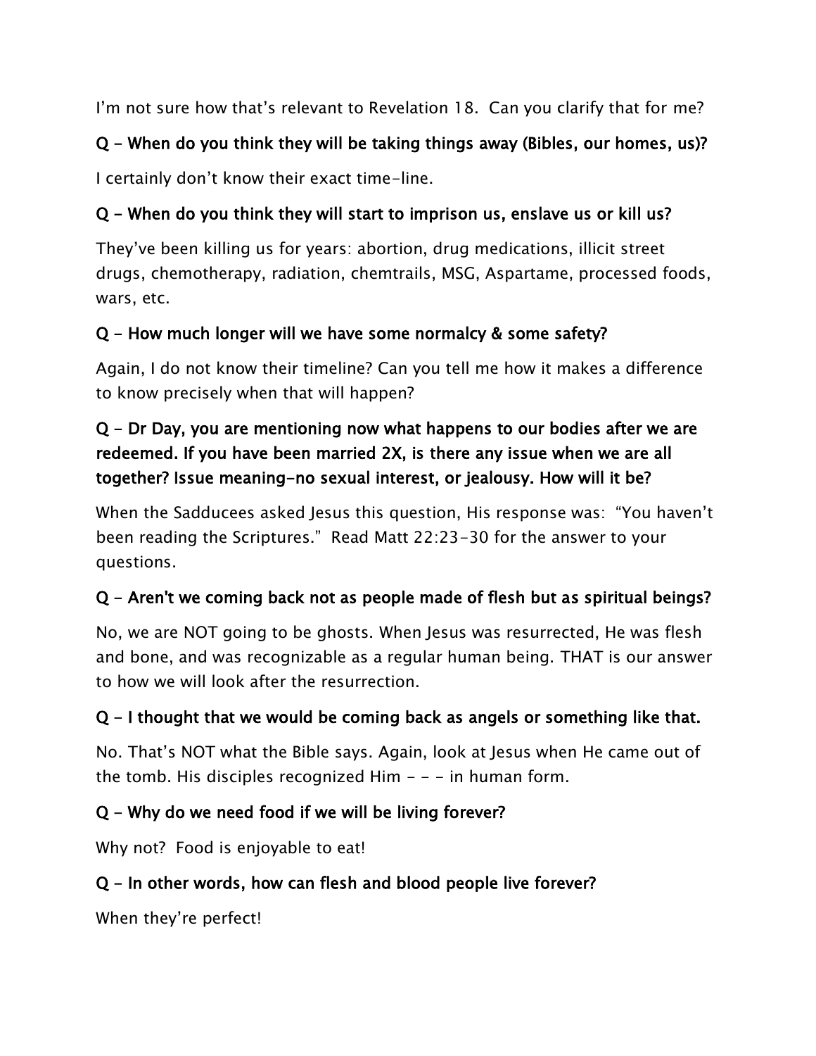I'm not sure how that's relevant to Revelation 18. Can you clarify that for me?

**Q – When do you think they will be taking things away (Bibles, our homes, us)?**

I certainly don't know their exact time-line.

**Q – When do you think they will start to imprison us, enslave us or kill us?**

They've been killing us for years: abortion, drug medications, illicit street drugs, chemotherapy, radiation, chemtrails, MSG, Aspartame, processed foods, wars, etc.

**Q – How much longer will we have some normalcy & some safety?**

Again, I do not know their timeline? Can you tell me how it makes a difference to know precisely when that will happen?

**Q – Dr Day, you are mentioning now what happens to our bodies after we are redeemed. If you have been married 2X, is there any issue when we are all together? Issue meaning-no sexual interest, or jealousy. How will it be?**

When the Sadducees asked Jesus this question, His response was: "You haven't been reading the Scriptures." Read Matt 22:23-30 for the answer to your questions.

**Q – Aren't we coming back not as people made of flesh but as spiritual beings?**

No, we are NOT going to be ghosts. When Jesus was resurrected, He was flesh and bone, and was recognizable as a regular human being. THAT is our answer to how we will look after the resurrection.

**Q – I thought that we would be coming back as angels or something like that.**

No. That's NOT what the Bible says. Again, look at Jesus when He came out of the tomb. His disciples recognized Him - - - in human form.

**Q – Why do we need food if we will be living forever?**

Why not? Food is enjoyable to eat!

**Q – In other words, how can flesh and blood people live forever?**

When they're perfect!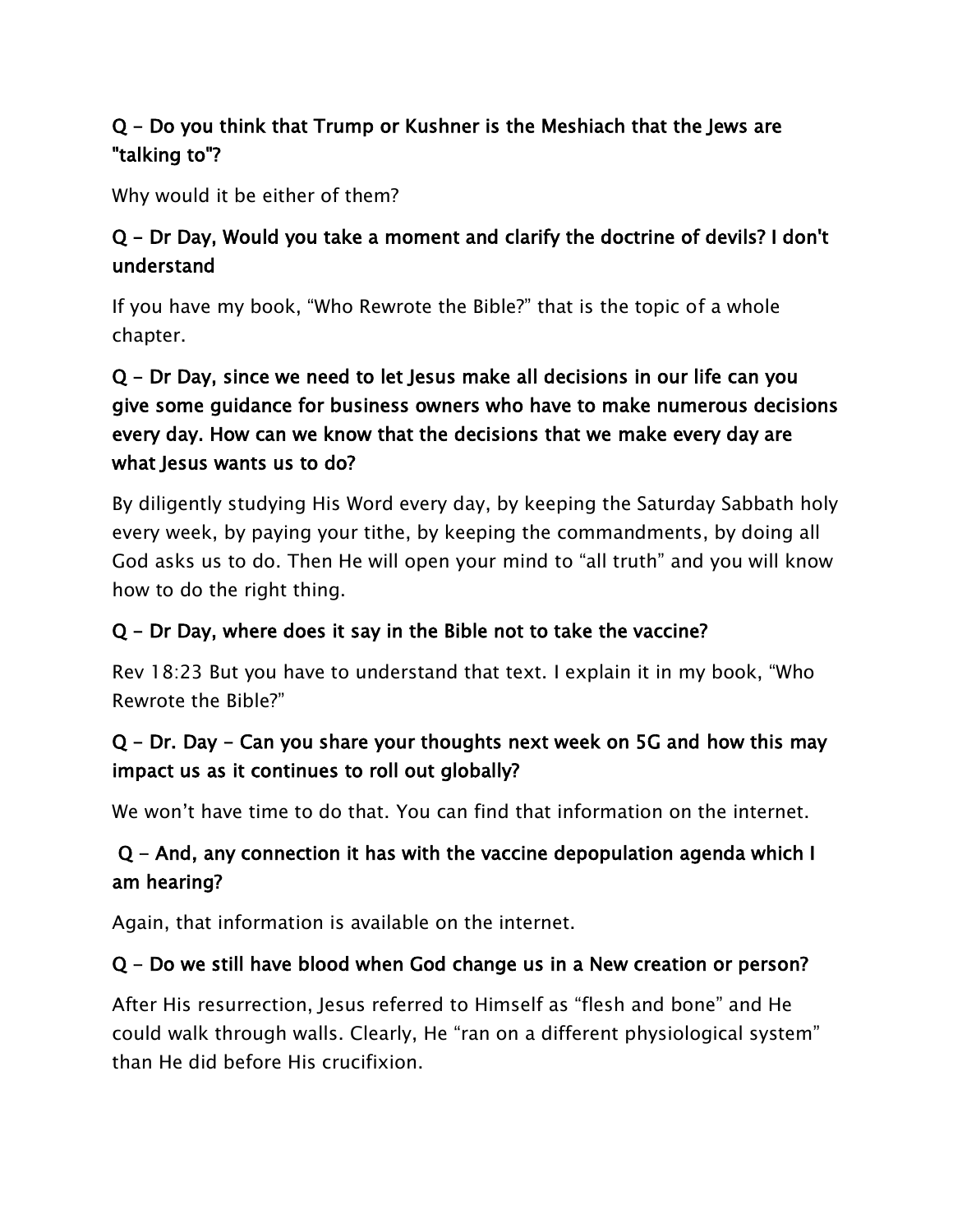### Q - Do you think that Trump or Kushner is the Meshiach that the Jews are "talking to"?

Why would it be either of them?

### Q - Dr Day, Would you take a moment and clarify the doctrine of devils? I don't understand

If you have my book, "Who Rewrote the Bible?" that is the topic of a whole chapter.

### Q - Dr Day, since we need to let Jesus make all decisions in our life can you give some guidance for business owners who have to make numerous decisions every day. How can we know that the decisions that we make every day are what Jesus wants us to do?

By diligently studying His Word every day, by keeping the Saturday Sabbath holy every week, by paying your tithe, by keeping the commandments, by doing all God asks us to do. Then He will open your mind to "all truth" and you will know how to do the right thing.

### Q - Dr Day, where does it say in the Bible not to take the vaccine?

Rev 18:23 But you have to understand that text. I explain it in my book, "Who Rewrote the Bible?"

### Q - Dr. Day - Can you share your thoughts next week on 5G and how this may impact us as it continues to roll out globally?

We won't have time to do that. You can find that information on the internet.

### Q - And, any connection it has with the vaccine depopulation agenda which I am hearing?

Again, that information is available on the internet.

### Q - Do we still have blood when God change us in a New creation or person?

After His resurrection, Jesus referred to Himself as "flesh and bone" and He could walk through walls. Clearly, He "ran on a different physiological system" than He did before His crucifixion.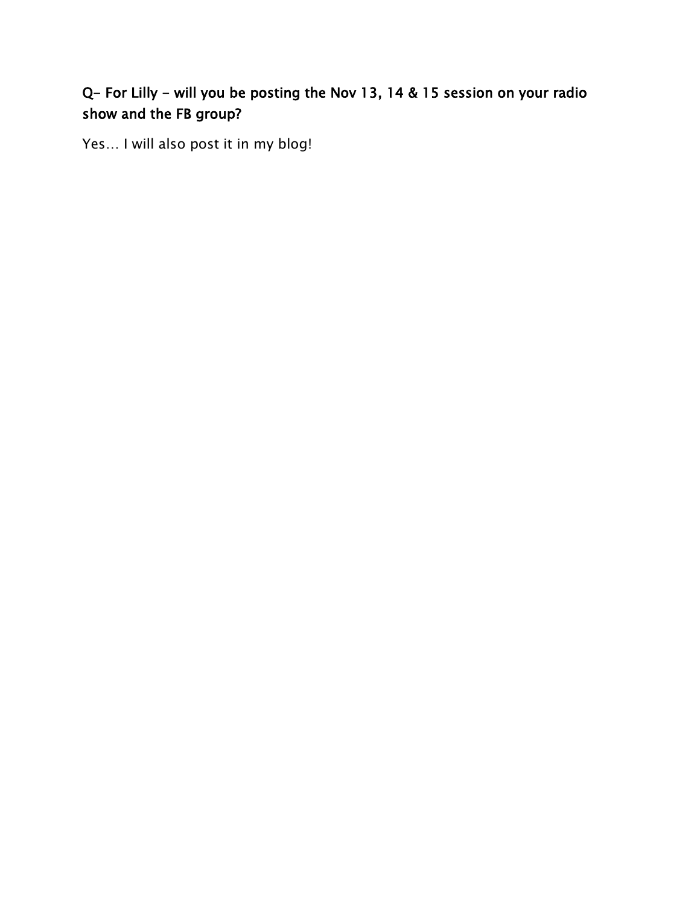**Q– For Lilly – will you be posting the Nov 13, 14 & 15 session on your radio show and the FB group?**

Yes… I will also post it in my blog!